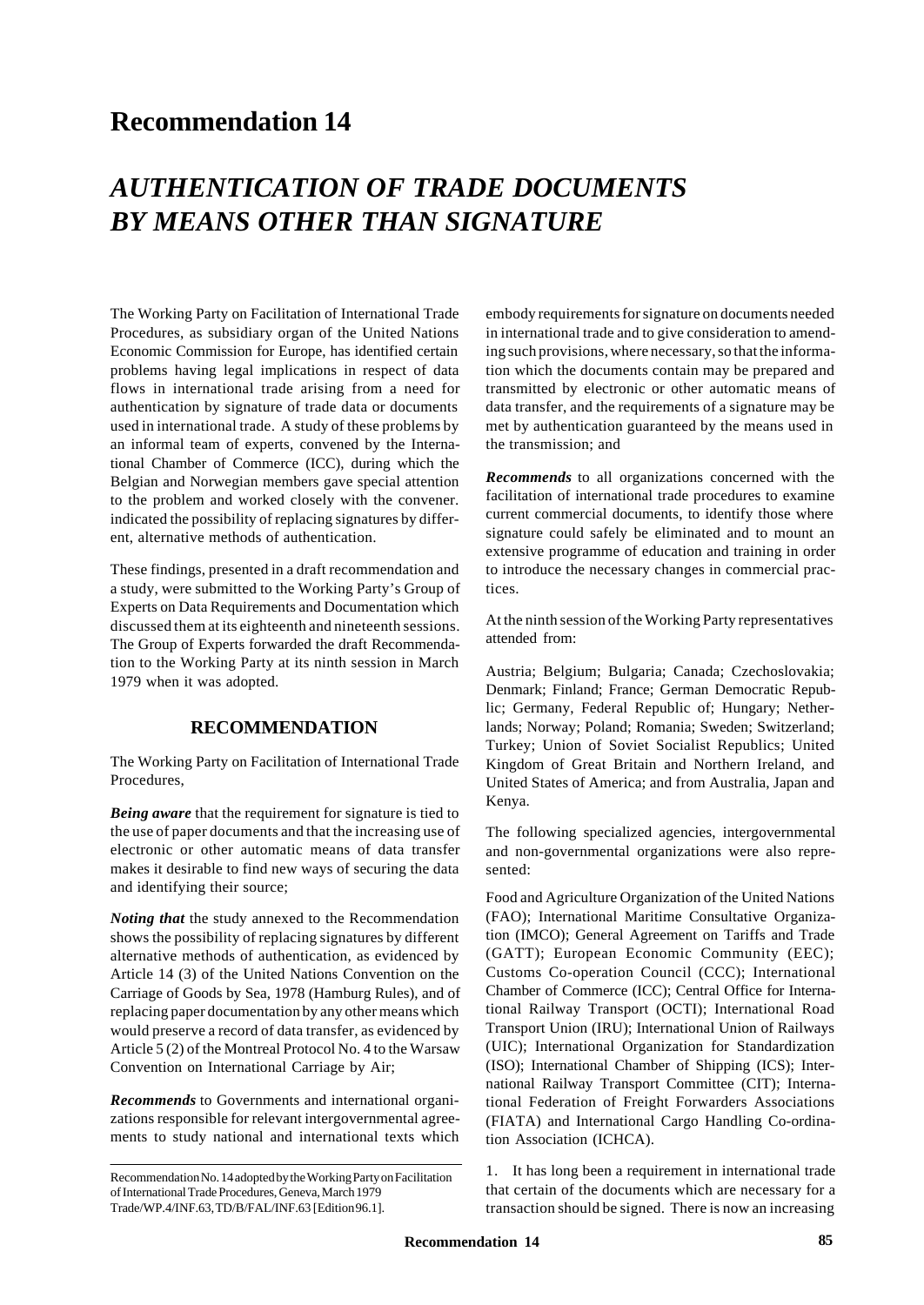# Recommendation 14

# *AUTHENTICATION OF TRADE DOCUMENTS BY MEANS OTHER THAN SIGNATURE*

The Working Party on Facilitation of International Trade Procedures, as subsidiary organ of the United Nations Economic Commission for Europe, has identified certain problems having legal implications in respect of data flows in international trade arising from a need for authentication by signature of trade data or documents used in international trade. A study of these problems by an informal team of experts, convened by the International Chamber of Commerce (ICC), during which the Belgian and Norwegian members gave special attention to the problem and worked closely with the convener. indicated the possibility of replacing signatures by different, alternative methods of authentication.

These findings, presented in a draft recommendation and a study, were submitted to the Working Party's Group of Experts on Data Requirements and Documentation which discussed them at its eighteenth and nineteenth sessions. The Group of Experts forwarded the draft Recommendation to the Working Party at its ninth session in March 1979 when it was adopted.

## RECOMMENDATION

The Working Party on Facilitation of International Trade Procedures,

***Being aware*** that the requirement for signature is tied to the use of paper documents and that the increasing use of electronic or other automatic means of data transfer makes it desirable to find new ways of securing the data and identifying their source;

***Noting that*** the study annexed to the Recommendation shows the possibility of replacing signatures by different alternative methods of authentication, as evidenced by Article 14 (3) of the United Nations Convention on the Carriage of Goods by Sea, 1978 (Hamburg Rules), and of replacing paper documentation by any other means which would preserve a record of data transfer, as evidenced by Article 5 (2) of the Montreal Protocol No. 4 to the Warsaw Convention on International Carriage by Air;

***Recommends*** to Governments and international organizations responsible for relevant intergovernmental agreements to study national and international texts which embody requirements for signature on documents needed in international trade and to give consideration to amending such provisions, where necessary, so that the information which the documents contain may be prepared and transmitted by electronic or other automatic means of data transfer, and the requirements of a signature may be met by authentication guaranteed by the means used in the transmission; and

***Recommends*** to all organizations concerned with the facilitation of international trade procedures to examine current commercial documents, to identify those where signature could safely be eliminated and to mount an extensive programme of education and training in order to introduce the necessary changes in commercial practices.

At the ninth session of the Working Party representatives attended from:

Austria; Belgium; Bulgaria; Canada; Czechoslovakia; Denmark; Finland; France; German Democratic Republic; Germany, Federal Republic of; Hungary; Netherlands; Norway; Poland; Romania; Sweden; Switzerland; Turkey; Union of Soviet Socialist Republics; United Kingdom of Great Britain and Northern Ireland, and United States of America; and from Australia, Japan and Kenya.

The following specialized agencies, intergovernmental and non-governmental organizations were also represented:

Food and Agriculture Organization of the United Nations (FAO); International Maritime Consultative Organization (IMCO); General Agreement on Tariffs and Trade (GATT); European Economic Community (EEC); Customs Co-operation Council (CCC); International Chamber of Commerce (ICC); Central Office for International Railway Transport (OCTI); International Road Transport Union (IRU); International Union of Railways (UIC); International Organization for Standardization (ISO); International Chamber of Shipping (ICS); International Railway Transport Committee (CIT); International Federation of Freight Forwarders Associations (FIATA) and International Cargo Handling Co-ordination Association (ICHCA).

1. It has long been a requirement in international trade that certain of the documents which are necessary for a transaction should be signed. There is now an increasing

---

Recommendation No. 14 adopted by the Working Party on Facilitation of International Trade Procedures, Geneva, March 1979
Trade/WP.4/INF.63, TD/B/FAL/INF.63 [Edition 96.1].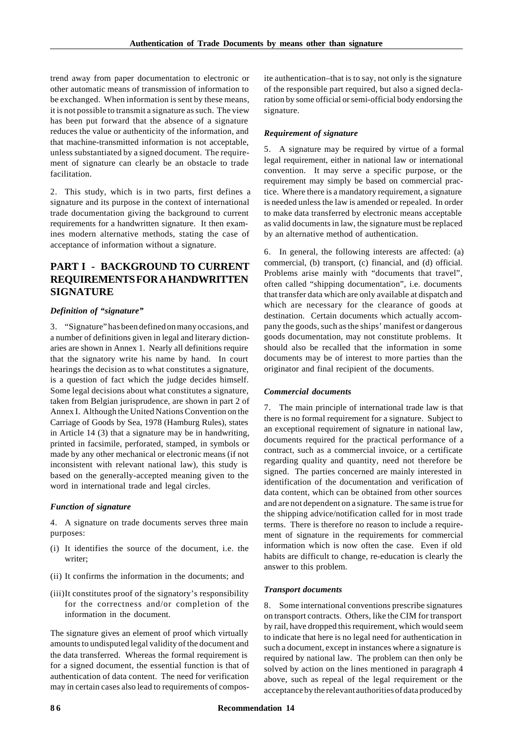trend away from paper documentation to electronic or other automatic means of transmission of information to be exchanged. When information is sent by these means, it is not possible to transmit a signature as such. The view has been put forward that the absence of a signature reduces the value or authenticity of the information, and that machine-transmitted information is not acceptable, unless substantiated by a signed document. The requirement of signature can clearly be an obstacle to trade facilitation.

2. This study, which is in two parts, first defines a signature and its purpose in the context of international trade documentation giving the background to current requirements for a handwritten signature. It then examines modern alternative methods, stating the case of acceptance of information without a signature.

## PART I - BACKGROUND TO CURRENT REQUIREMENTS FOR A HANDWRITTEN SIGNATURE

### *Definition of "signature"*

3. "Signature" has been defined on many occasions, and a number of definitions given in legal and literary dictionaries are shown in Annex 1. Nearly all definitions require that the signatory write his name by hand. In court hearings the decision as to what constitutes a signature, is a question of fact which the judge decides himself. Some legal decisions about what constitutes a signature, taken from Belgian jurisprudence, are shown in part 2 of Annex I. Although the United Nations Convention on the Carriage of Goods by Sea, 1978 (Hamburg Rules), states in Article 14 (3) that a signature may be in handwriting, printed in facsimile, perforated, stamped, in symbols or made by any other mechanical or electronic means (if not inconsistent with relevant national law), this study is based on the generally-accepted meaning given to the word in international trade and legal circles.

### *Function of signature*

4. A signature on trade documents serves three main purposes:

(i) It identifies the source of the document, i.e. the writer;

(ii) It confirms the information in the documents; and

(iii) It constitutes proof of the signatory's responsibility for the correctness and/or completion of the information in the document.

The signature gives an element of proof which virtually amounts to undisputed legal validity of the document and the data transferred. Whereas the formal requirement is for a signed document, the essential function is that of authentication of data content. The need for verification may in certain cases also lead to requirements of composite authentication–that is to say, not only is the signature of the responsible part required, but also a signed declaration by some official or semi-official body endorsing the signature.

### *Requirement of signature*

5. A signature may be required by virtue of a formal legal requirement, either in national law or international convention. It may serve a specific purpose, or the requirement may simply be based on commercial practice. Where there is a mandatory requirement, a signature is needed unless the law is amended or repealed. In order to make data transferred by electronic means acceptable as valid documents in law, the signature must be replaced by an alternative method of authentication.

6. In general, the following interests are affected: (a) commercial, (b) transport, (c) financial, and (d) official. Problems arise mainly with "documents that travel", often called "shipping documentation", i.e. documents that transfer data which are only available at dispatch and which are necessary for the clearance of goods at destination. Certain documents which actually accompany the goods, such as the ships' manifest or dangerous goods documentation, may not constitute problems. It should also be recalled that the information in some documents may be of interest to more parties than the originator and final recipient of the documents.

### *Commercial documents*

7. The main principle of international trade law is that there is no formal requirement for a signature. Subject to an exceptional requirement of signature in national law, documents required for the practical performance of a contract, such as a commercial invoice, or a certificate regarding quality and quantity, need not therefore be signed. The parties concerned are mainly interested in identification of the documentation and verification of data content, which can be obtained from other sources and are not dependent on a signature. The same is true for the shipping advice/notification called for in most trade terms. There is therefore no reason to include a requirement of signature in the requirements for commercial information which is now often the case. Even if old habits are difficult to change, re-education is clearly the answer to this problem.

### *Transport documents*

8. Some international conventions prescribe signatures on transport contracts. Others, like the CIM for transport by rail, have dropped this requirement, which would seem to indicate that here is no legal need for authentication in such a document, except in instances where a signature is required by national law. The problem can then only be solved by action on the lines mentioned in paragraph 4 above, such as repeal of the legal requirement or the acceptance by the relevant authorities of data produced by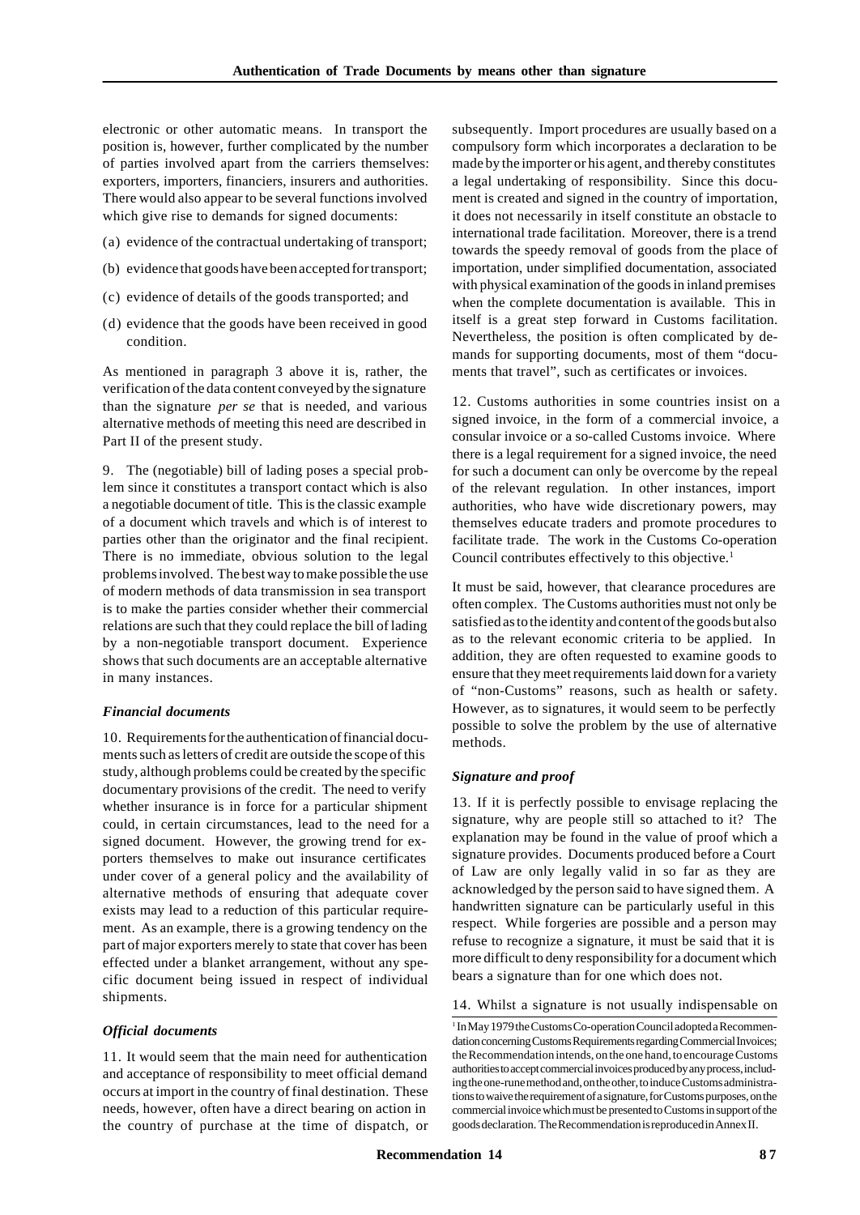electronic or other automatic means. In transport the position is, however, further complicated by the number of parties involved apart from the carriers themselves: exporters, importers, financiers, insurers and authorities. There would also appear to be several functions involved which give rise to demands for signed documents:

(a) evidence of the contractual undertaking of transport;

(b) evidence that goods have been accepted for transport;

(c) evidence of details of the goods transported; and

(d) evidence that the goods have been received in good condition.

As mentioned in paragraph 3 above it is, rather, the verification of the data content conveyed by the signature than the signature *per se* that is needed, and various alternative methods of meeting this need are described in Part II of the present study.

9. The (negotiable) bill of lading poses a special problem since it constitutes a transport contact which is also a negotiable document of title. This is the classic example of a document which travels and which is of interest to parties other than the originator and the final recipient. There is no immediate, obvious solution to the legal problems involved. The best way to make possible the use of modern methods of data transmission in sea transport is to make the parties consider whether their commercial relations are such that they could replace the bill of lading by a non-negotiable transport document. Experience shows that such documents are an acceptable alternative in many instances.

### *Financial documents*

10. Requirements for the authentication of financial documents such as letters of credit are outside the scope of this study, although problems could be created by the specific documentary provisions of the credit. The need to verify whether insurance is in force for a particular shipment could, in certain circumstances, lead to the need for a signed document. However, the growing trend for exporters themselves to make out insurance certificates under cover of a general policy and the availability of alternative methods of ensuring that adequate cover exists may lead to a reduction of this particular requirement. As an example, there is a growing tendency on the part of major exporters merely to state that cover has been effected under a blanket arrangement, without any specific document being issued in respect of individual shipments.

### *Official documents*

11. It would seem that the main need for authentication and acceptance of responsibility to meet official demand occurs at import in the country of final destination. These needs, however, often have a direct bearing on action in the country of purchase at the time of dispatch, or subsequently. Import procedures are usually based on a compulsory form which incorporates a declaration to be made by the importer or his agent, and thereby constitutes a legal undertaking of responsibility. Since this document is created and signed in the country of importation, it does not necessarily in itself constitute an obstacle to international trade facilitation. Moreover, there is a trend towards the speedy removal of goods from the place of importation, under simplified documentation, associated with physical examination of the goods in inland premises when the complete documentation is available. This in itself is a great step forward in Customs facilitation. Nevertheless, the position is often complicated by demands for supporting documents, most of them "documents that travel", such as certificates or invoices.

12. Customs authorities in some countries insist on a signed invoice, in the form of a commercial invoice, a consular invoice or a so-called Customs invoice. Where there is a legal requirement for a signed invoice, the need for such a document can only be overcome by the repeal of the relevant regulation. In other instances, import authorities, who have wide discretionary powers, may themselves educate traders and promote procedures to facilitate trade. The work in the Customs Co-operation Council contributes effectively to this objective.[1]

It must be said, however, that clearance procedures are often complex. The Customs authorities must not only be satisfied as to the identity and content of the goods but also as to the relevant economic criteria to be applied. In addition, they are often requested to examine goods to ensure that they meet requirements laid down for a variety of "non-Customs" reasons, such as health or safety. However, as to signatures, it would seem to be perfectly possible to solve the problem by the use of alternative methods.

### *Signature and proof*

13. If it is perfectly possible to envisage replacing the signature, why are people still so attached to it? The explanation may be found in the value of proof which a signature provides. Documents produced before a Court of Law are only legally valid in so far as they are acknowledged by the person said to have signed them. A handwritten signature can be particularly useful in this respect. While forgeries are possible and a person may refuse to recognize a signature, it must be said that it is more difficult to deny responsibility for a document which bears a signature than for one which does not.

14. Whilst a signature is not usually indispensable on

[1] In May 1979 the Customs Co-operation Council adopted a Recommendation concerning Customs Requirements regarding Commercial Invoices; the Recommendation intends, on the one hand, to encourage Customs authorities to accept commercial invoices produced by any process, including the one-rune method and, on the other, to induce Customs administrations to waive the requirement of a signature, for Customs purposes, on the commercial invoice which must be presented to Customs in support of the goods declaration. The Recommendation is reproduced in Annex II.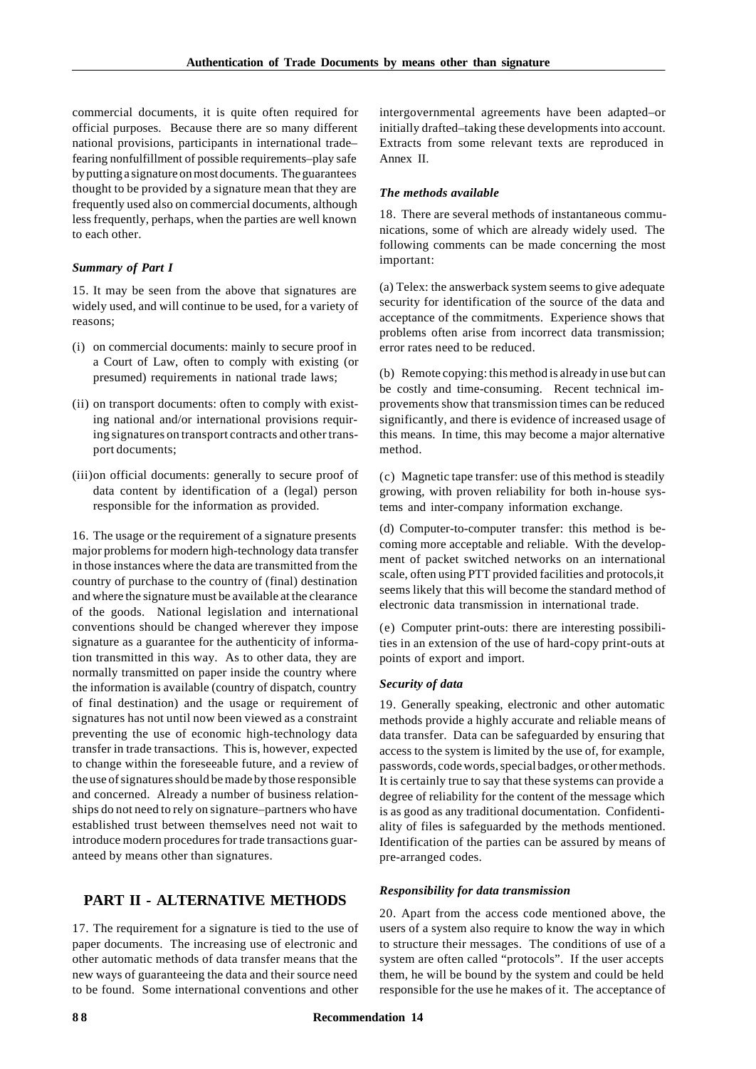commercial documents, it is quite often required for official purposes. Because there are so many different national provisions, participants in international trade–fearing nonfulfillment of possible requirements–play safe by putting a signature on most documents. The guarantees thought to be provided by a signature mean that they are frequently used also on commercial documents, although less frequently, perhaps, when the parties are well known to each other.

### *Summary of Part I*

15. It may be seen from the above that signatures are widely used, and will continue to be used, for a variety of reasons;

(i) on commercial documents: mainly to secure proof in a Court of Law, often to comply with existing (or presumed) requirements in national trade laws;

(ii) on transport documents: often to comply with existing national and/or international provisions requiring signatures on transport contracts and other transport documents;

(iii) on official documents: generally to secure proof of data content by identification of a (legal) person responsible for the information as provided.

16. The usage or the requirement of a signature presents major problems for modern high-technology data transfer in those instances where the data are transmitted from the country of purchase to the country of (final) destination and where the signature must be available at the clearance of the goods. National legislation and international conventions should be changed wherever they impose signature as a guarantee for the authenticity of information transmitted in this way. As to other data, they are normally transmitted on paper inside the country where the information is available (country of dispatch, country of final destination) and the usage or requirement of signatures has not until now been viewed as a constraint preventing the use of economic high-technology data transfer in trade transactions. This is, however, expected to change within the foreseeable future, and a review of the use of signatures should be made by those responsible and concerned. Already a number of business relationships do not need to rely on signature–partners who have established trust between themselves need not wait to introduce modern procedures for trade transactions guaranteed by means other than signatures.

## PART II - ALTERNATIVE METHODS

17. The requirement for a signature is tied to the use of paper documents. The increasing use of electronic and other automatic methods of data transfer means that the new ways of guaranteeing the data and their source need to be found. Some international conventions and other intergovernmental agreements have been adapted–or initially drafted–taking these developments into account. Extracts from some relevant texts are reproduced in Annex II.

### *The methods available*

18. There are several methods of instantaneous communications, some of which are already widely used. The following comments can be made concerning the most important:

(a) Telex: the answerback system seems to give adequate security for identification of the source of the data and acceptance of the commitments. Experience shows that problems often arise from incorrect data transmission; error rates need to be reduced.

(b) Remote copying: this method is already in use but can be costly and time-consuming. Recent technical improvements show that transmission times can be reduced significantly, and there is evidence of increased usage of this means. In time, this may become a major alternative method.

(c) Magnetic tape transfer: use of this method is steadily growing, with proven reliability for both in-house systems and inter-company information exchange.

(d) Computer-to-computer transfer: this method is becoming more acceptable and reliable. With the development of packet switched networks on an international scale, often using PTT provided facilities and protocols,it seems likely that this will become the standard method of electronic data transmission in international trade.

(e) Computer print-outs: there are interesting possibilities in an extension of the use of hard-copy print-outs at points of export and import.

### *Security of data*

19. Generally speaking, electronic and other automatic methods provide a highly accurate and reliable means of data transfer. Data can be safeguarded by ensuring that access to the system is limited by the use of, for example, passwords, code words, special badges, or other methods. It is certainly true to say that these systems can provide a degree of reliability for the content of the message which is as good as any traditional documentation. Confidentiality of files is safeguarded by the methods mentioned. Identification of the parties can be assured by means of pre-arranged codes.

### *Responsibility for data transmission*

20. Apart from the access code mentioned above, the users of a system also require to know the way in which to structure their messages. The conditions of use of a system are often called "protocols". If the user accepts them, he will be bound by the system and could be held responsible for the use he makes of it. The acceptance of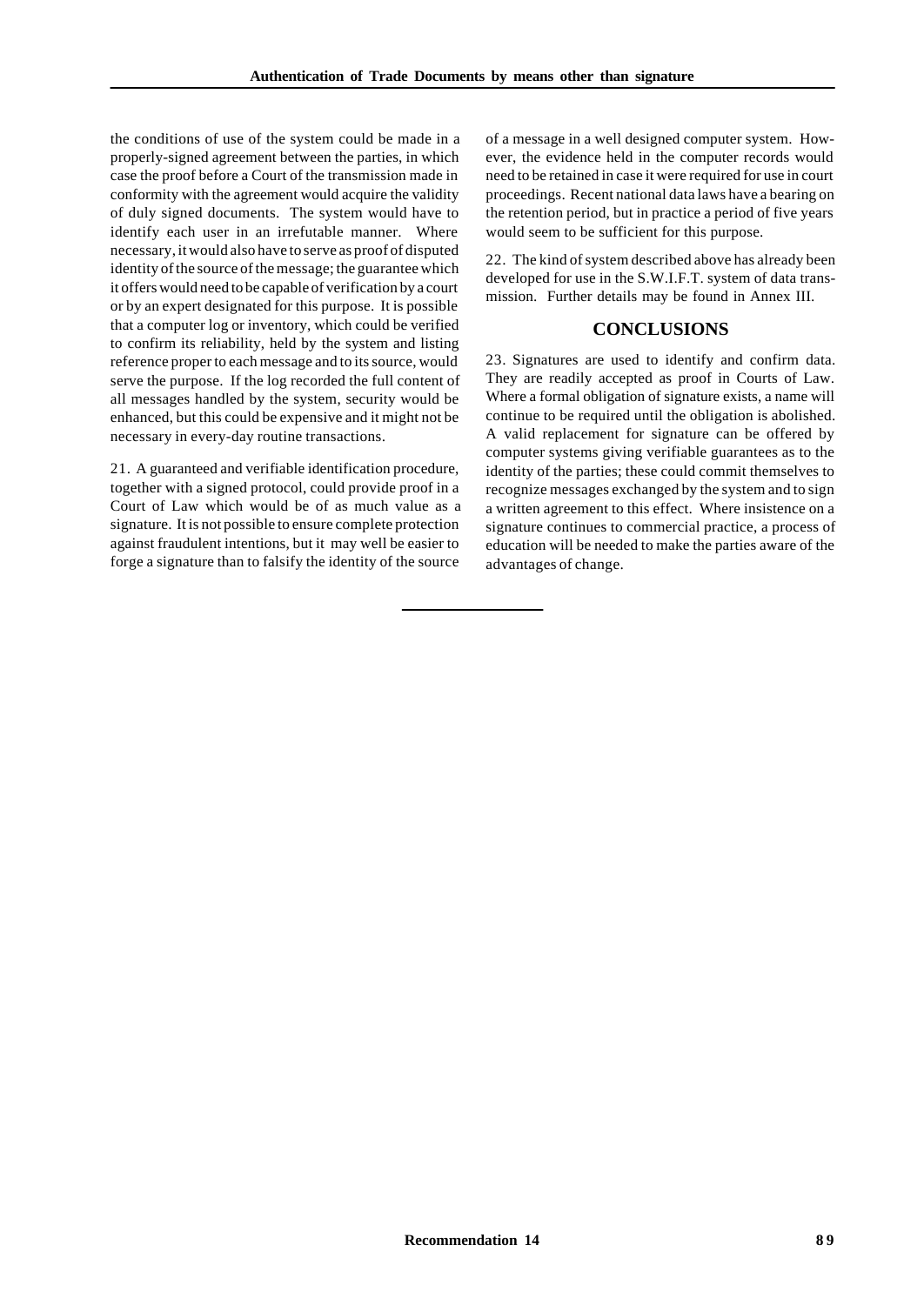the conditions of use of the system could be made in a properly-signed agreement between the parties, in which case the proof before a Court of the transmission made in conformity with the agreement would acquire the validity of duly signed documents. The system would have to identify each user in an irrefutable manner. Where necessary, it would also have to serve as proof of disputed identity of the source of the message; the guarantee which it offers would need to be capable of verification by a court or by an expert designated for this purpose. It is possible that a computer log or inventory, which could be verified to confirm its reliability, held by the system and listing reference proper to each message and to its source, would serve the purpose. If the log recorded the full content of all messages handled by the system, security would be enhanced, but this could be expensive and it might not be necessary in every-day routine transactions.

21. A guaranteed and verifiable identification procedure, together with a signed protocol, could provide proof in a Court of Law which would be of as much value as a signature. It is not possible to ensure complete protection against fraudulent intentions, but it may well be easier to forge a signature than to falsify the identity of the source of a message in a well designed computer system. However, the evidence held in the computer records would need to be retained in case it were required for use in court proceedings. Recent national data laws have a bearing on the retention period, but in practice a period of five years would seem to be sufficient for this purpose.

22. The kind of system described above has already been developed for use in the S.W.I.F.T. system of data transmission. Further details may be found in Annex III.

## CONCLUSIONS

23. Signatures are used to identify and confirm data. They are readily accepted as proof in Courts of Law. Where a formal obligation of signature exists, a name will continue to be required until the obligation is abolished. A valid replacement for signature can be offered by computer systems giving verifiable guarantees as to the identity of the parties; these could commit themselves to recognize messages exchanged by the system and to sign a written agreement to this effect. Where insistence on a signature continues to commercial practice, a process of education will be needed to make the parties aware of the advantages of change.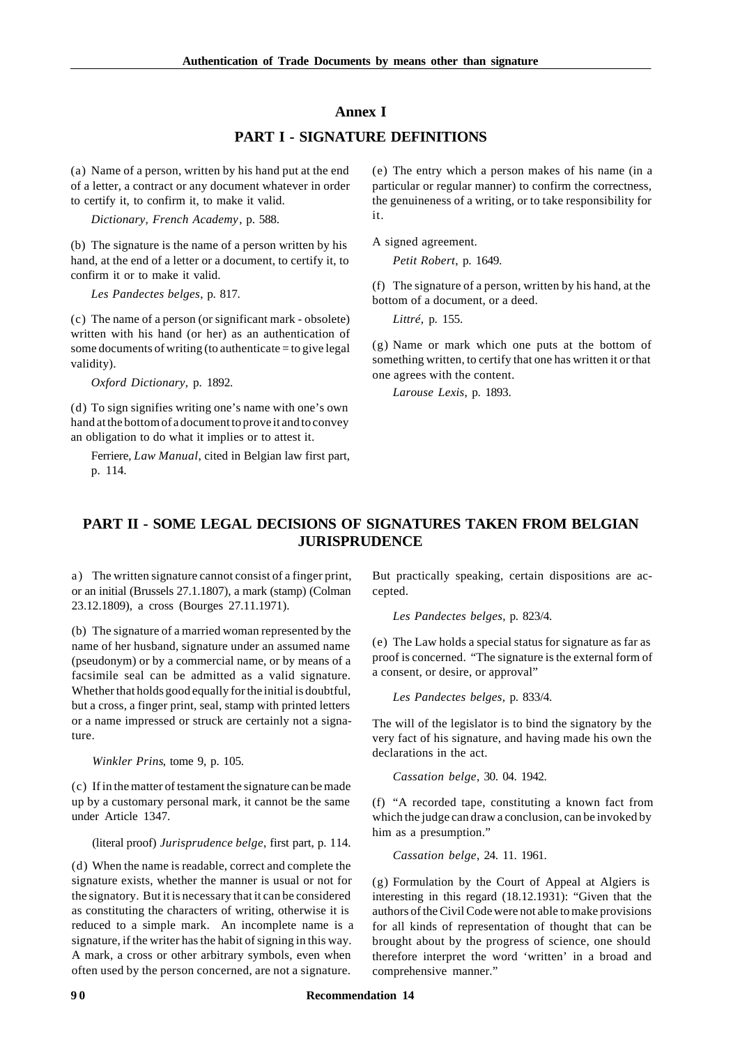## Annex I

## PART I - SIGNATURE DEFINITIONS

(a) Name of a person, written by his hand put at the end of a letter, a contract or any document whatever in order to certify it, to confirm it, to make it valid.

*Dictionary, French Academy*, p. 588.

(b) The signature is the name of a person written by his hand, at the end of a letter or a document, to certify it, to confirm it or to make it valid.

*Les Pandectes belges*, p. 817.

(c) The name of a person (or significant mark - obsolete) written with his hand (or her) as an authentication of some documents of writing (to authenticate = to give legal validity).

*Oxford Dictionary*, p. 1892.

(d) To sign signifies writing one's name with one's own hand at the bottom of a document to prove it and to convey an obligation to do what it implies or to attest it.

Ferriere, *Law Manual*, cited in Belgian law first part, p. 114.

(e) The entry which a person makes of his name (in a particular or regular manner) to confirm the correctness, the genuineness of a writing, or to take responsibility for it.

A signed agreement.

*Petit Robert*, p. 1649.

(f) The signature of a person, written by his hand, at the bottom of a document, or a deed.

*Littré*, p. 155.

(g) Name or mark which one puts at the bottom of something written, to certify that one has written it or that one agrees with the content.

*Larouse Lexis*, p. 1893.

## PART II - SOME LEGAL DECISIONS OF SIGNATURES TAKEN FROM BELGIAN JURISPRUDENCE

a) The written signature cannot consist of a finger print, or an initial (Brussels 27.1.1807), a mark (stamp) (Colman 23.12.1809), a cross (Bourges 27.11.1971).

(b) The signature of a married woman represented by the name of her husband, signature under an assumed name (pseudonym) or by a commercial name, or by means of a facsimile seal can be admitted as a valid signature. Whether that holds good equally for the initial is doubtful, but a cross, a finger print, seal, stamp with printed letters or a name impressed or struck are certainly not a signature.

*Winkler Prins*, tome 9, p. 105.

(c) If in the matter of testament the signature can be made up by a customary personal mark, it cannot be the same under Article 1347.

(literal proof) *Jurisprudence belge*, first part, p. 114.

(d) When the name is readable, correct and complete the signature exists, whether the manner is usual or not for the signatory. But it is necessary that it can be considered as constituting the characters of writing, otherwise it is reduced to a simple mark. An incomplete name is a signature, if the writer has the habit of signing in this way. A mark, a cross or other arbitrary symbols, even when often used by the person concerned, are not a signature. But practically speaking, certain dispositions are accepted.

*Les Pandectes belges*, p. 823/4.

(e) The Law holds a special status for signature as far as proof is concerned. "The signature is the external form of a consent, or desire, or approval"

*Les Pandectes belges*, p. 833/4.

The will of the legislator is to bind the signatory by the very fact of his signature, and having made his own the declarations in the act.

*Cassation belge*, 30. 04. 1942.

(f) "A recorded tape, constituting a known fact from which the judge can draw a conclusion, can be invoked by him as a presumption."

*Cassation belge*, 24. 11. 1961.

(g) Formulation by the Court of Appeal at Algiers is interesting in this regard (18.12.1931): "Given that the authors of the Civil Code were not able to make provisions for all kinds of representation of thought that can be brought about by the progress of science, one should therefore interpret the word 'written' in a broad and comprehensive manner."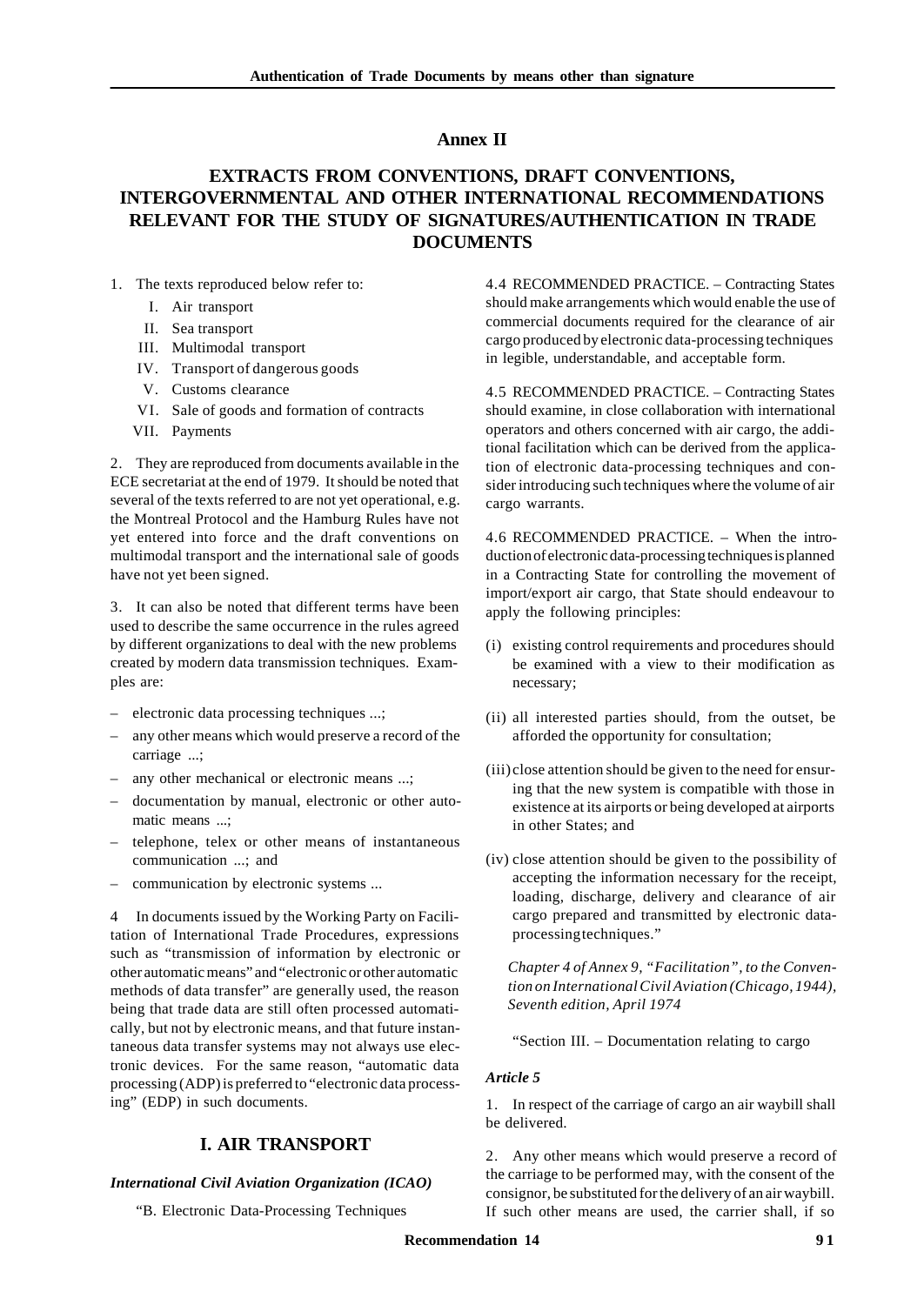## Annex II

## EXTRACTS FROM CONVENTIONS, DRAFT CONVENTIONS, INTERGOVERNMENTAL AND OTHER INTERNATIONAL RECOMMENDATIONS RELEVANT FOR THE STUDY OF SIGNATURES/AUTHENTICATION IN TRADE DOCUMENTS

1. The texts reproduced below refer to:

   I. Air transport
   II. Sea transport
   III. Multimodal transport
   IV. Transport of dangerous goods
   V. Customs clearance
   VI. Sale of goods and formation of contracts
   VII. Payments

2. They are reproduced from documents available in the ECE secretariat at the end of 1979. It should be noted that several of the texts referred to are not yet operational, e.g. the Montreal Protocol and the Hamburg Rules have not yet entered into force and the draft conventions on multimodal transport and the international sale of goods have not yet been signed.

3. It can also be noted that different terms have been used to describe the same occurrence in the rules agreed by different organizations to deal with the new problems created by modern data transmission techniques. Examples are:

- electronic data processing techniques ...;
- any other means which would preserve a record of the carriage ...;
- any other mechanical or electronic means ...;
- documentation by manual, electronic or other automatic means ...;
- telephone, telex or other means of instantaneous communication ...; and
- communication by electronic systems ...

4 In documents issued by the Working Party on Facilitation of International Trade Procedures, expressions such as "transmission of information by electronic or other automatic means" and "electronic or other automatic methods of data transfer" are generally used, the reason being that trade data are still often processed automatically, but not by electronic means, and that future instantaneous data transfer systems may not always use electronic devices. For the same reason, "automatic data processing (ADP) is preferred to "electronic data processing" (EDP) in such documents.

## I. AIR TRANSPORT

### *International Civil Aviation Organization (ICAO)*

"B. Electronic Data-Processing Techniques

4.4 RECOMMENDED PRACTICE. – Contracting States should make arrangements which would enable the use of commercial documents required for the clearance of air cargo produced by electronic data-processing techniques in legible, understandable, and acceptable form.

4.5 RECOMMENDED PRACTICE. – Contracting States should examine, in close collaboration with international operators and others concerned with air cargo, the additional facilitation which can be derived from the application of electronic data-processing techniques and consider introducing such techniques where the volume of air cargo warrants.

4.6 RECOMMENDED PRACTICE. – When the introduction of electronic data-processing techniques is planned in a Contracting State for controlling the movement of import/export air cargo, that State should endeavour to apply the following principles:

(i) existing control requirements and procedures should be examined with a view to their modification as necessary;

(ii) all interested parties should, from the outset, be afforded the opportunity for consultation;

(iii) close attention should be given to the need for ensuring that the new system is compatible with those in existence at its airports or being developed at airports in other States; and

(iv) close attention should be given to the possibility of accepting the information necessary for the receipt, loading, discharge, delivery and clearance of air cargo prepared and transmitted by electronic data-processing techniques."

*Chapter 4 of Annex 9, "Facilitation", to the Convention on International Civil Aviation (Chicago, 1944), Seventh edition, April 1974*

"Section III. – Documentation relating to cargo

### *Article 5*

1. In respect of the carriage of cargo an air waybill shall be delivered.

2. Any other means which would preserve a record of the carriage to be performed may, with the consent of the consignor, be substituted for the delivery of an air waybill. If such other means are used, the carrier shall, if so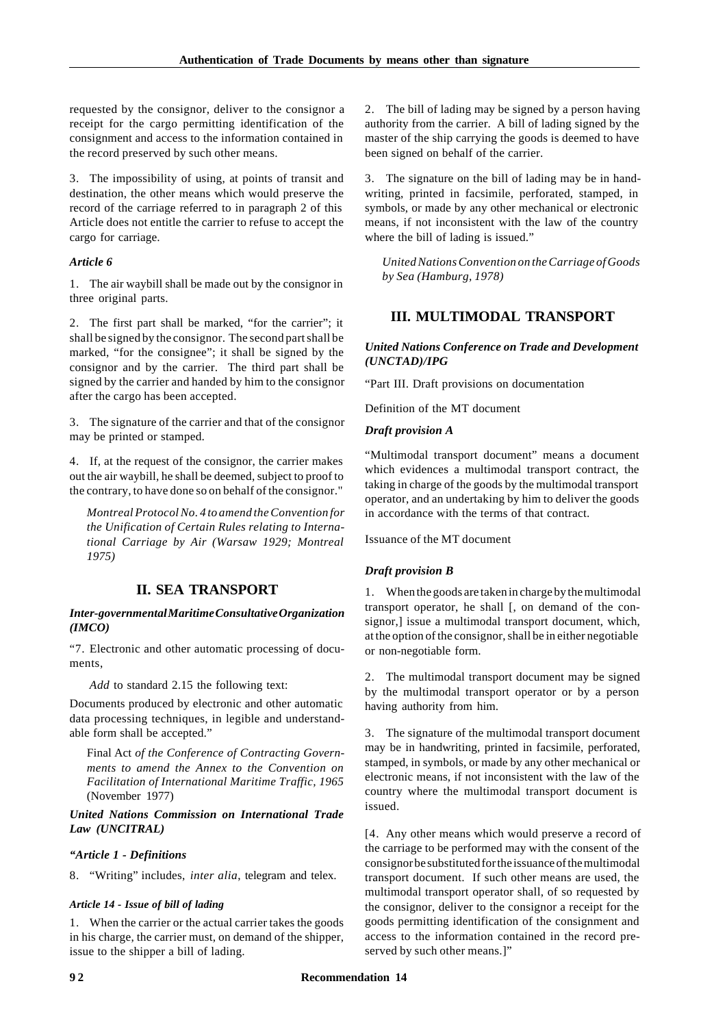requested by the consignor, deliver to the consignor a receipt for the cargo permitting identification of the consignment and access to the information contained in the record preserved by such other means.

3. The impossibility of using, at points of transit and destination, the other means which would preserve the record of the carriage referred to in paragraph 2 of this Article does not entitle the carrier to refuse to accept the cargo for carriage.

***Article 6***

1. The air waybill shall be made out by the consignor in three original parts.

2. The first part shall be marked, "for the carrier"; it shall be signed by the consignor. The second part shall be marked, "for the consignee"; it shall be signed by the consignor and by the carrier. The third part shall be signed by the carrier and handed by him to the consignor after the cargo has been accepted.

3. The signature of the carrier and that of the consignor may be printed or stamped.

4. If, at the request of the consignor, the carrier makes out the air waybill, he shall be deemed, subject to proof to the contrary, to have done so on behalf of the consignor."

> *Montreal Protocol No. 4 to amend the Convention for the Unification of Certain Rules relating to International Carriage by Air (Warsaw 1929; Montreal 1975)*

## II. SEA TRANSPORT

***Inter-governmental Maritime Consultative Organization (IMCO)***

"7. Electronic and other automatic processing of documents,

> *Add* to standard 2.15 the following text:

Documents produced by electronic and other automatic data processing techniques, in legible and understandable form shall be accepted."

> Final Act *of the Conference of Contracting Governments to amend the Annex to the Convention on Facilitation of International Maritime Traffic, 1965* (November 1977)

***United Nations Commission on International Trade Law (UNCITRAL)***

***"Article 1 - Definitions***

8. "Writing" includes, *inter alia*, telegram and telex.

***Article 14 - Issue of bill of lading***

1. When the carrier or the actual carrier takes the goods in his charge, the carrier must, on demand of the shipper, issue to the shipper a bill of lading.

2. The bill of lading may be signed by a person having authority from the carrier. A bill of lading signed by the master of the ship carrying the goods is deemed to have been signed on behalf of the carrier.

3. The signature on the bill of lading may be in handwriting, printed in facsimile, perforated, stamped, in symbols, or made by any other mechanical or electronic means, if not inconsistent with the law of the country where the bill of lading is issued."

> *United Nations Convention on the Carriage of Goods by Sea (Hamburg, 1978)*

## III. MULTIMODAL TRANSPORT

***United Nations Conference on Trade and Development (UNCTAD)/IPG***

"Part III. Draft provisions on documentation

Definition of the MT document

***Draft provision A***

"Multimodal transport document" means a document which evidences a multimodal transport contract, the taking in charge of the goods by the multimodal transport operator, and an undertaking by him to deliver the goods in accordance with the terms of that contract.

Issuance of the MT document

***Draft provision B***

1. When the goods are taken in charge by the multimodal transport operator, he shall [, on demand of the consignor,] issue a multimodal transport document, which, at the option of the consignor, shall be in either negotiable or non-negotiable form.

2. The multimodal transport document may be signed by the multimodal transport operator or by a person having authority from him.

3. The signature of the multimodal transport document may be in handwriting, printed in facsimile, perforated, stamped, in symbols, or made by any other mechanical or electronic means, if not inconsistent with the law of the country where the multimodal transport document is issued.

[4. Any other means which would preserve a record of the carriage to be performed may with the consent of the consignor be substituted for the issuance of the multimodal transport document. If such other means are used, the multimodal transport operator shall, of so requested by the consignor, deliver to the consignor a receipt for the goods permitting identification of the consignment and access to the information contained in the record preserved by such other means.]"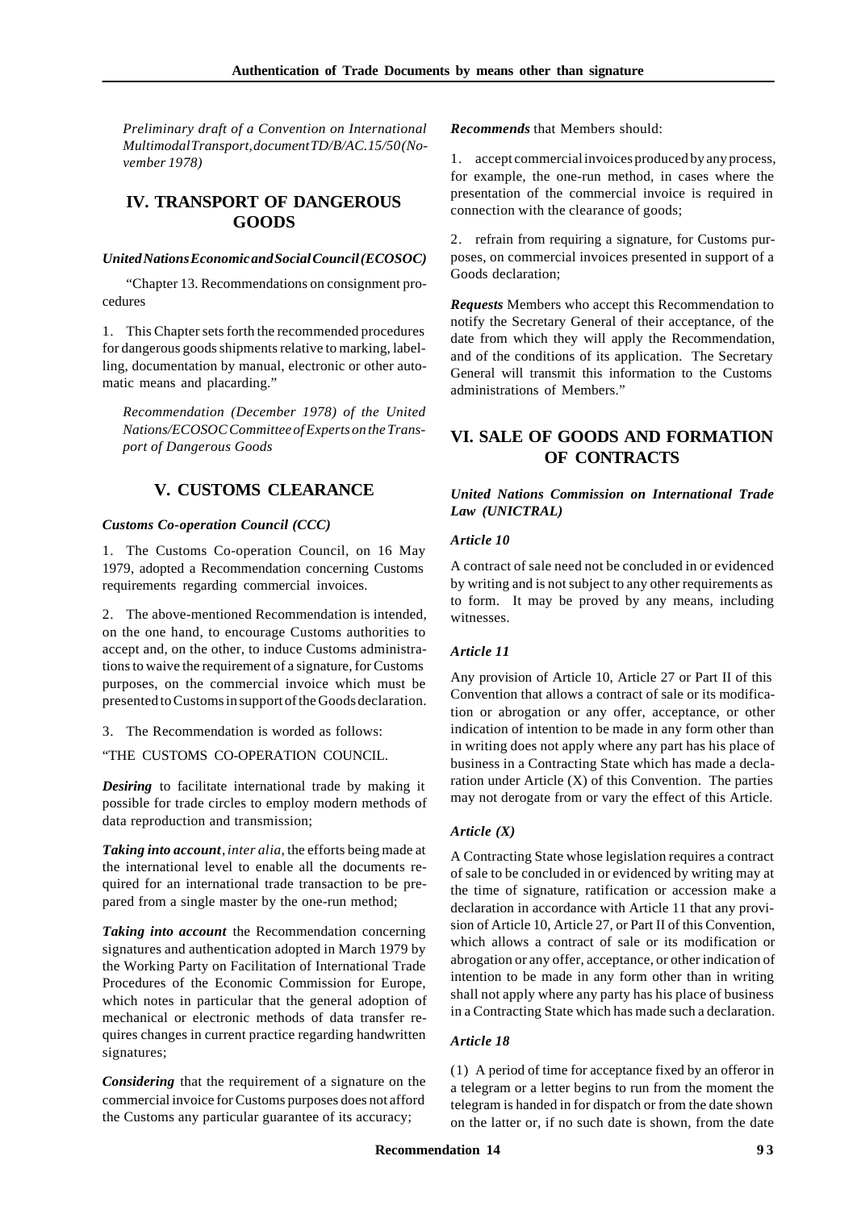*Preliminary draft of a Convention on International Multimodal Transport, document TD/B/AC.15/50 (November 1978)*

## IV. TRANSPORT OF DANGEROUS GOODS

***United Nations Economic and Social Council (ECOSOC)***

"Chapter 13. Recommendations on consignment procedures

1. This Chapter sets forth the recommended procedures for dangerous goods shipments relative to marking, labelling, documentation by manual, electronic or other automatic means and placarding."

*Recommendation (December 1978) of the United Nations/ECOSOC Committee of Experts on the Transport of Dangerous Goods*

## V. CUSTOMS CLEARANCE

***Customs Co-operation Council (CCC)***

1. The Customs Co-operation Council, on 16 May 1979, adopted a Recommendation concerning Customs requirements regarding commercial invoices.

2. The above-mentioned Recommendation is intended, on the one hand, to encourage Customs authorities to accept and, on the other, to induce Customs administrations to waive the requirement of a signature, for Customs purposes, on the commercial invoice which must be presented to Customs in support of the Goods declaration.

3. The Recommendation is worded as follows:

"THE CUSTOMS CO-OPERATION COUNCIL.

***Desiring*** to facilitate international trade by making it possible for trade circles to employ modern methods of data reproduction and transmission;

***Taking into account***, *inter alia*, the efforts being made at the international level to enable all the documents required for an international trade transaction to be prepared from a single master by the one-run method;

***Taking into account*** the Recommendation concerning signatures and authentication adopted in March 1979 by the Working Party on Facilitation of International Trade Procedures of the Economic Commission for Europe, which notes in particular that the general adoption of mechanical or electronic methods of data transfer requires changes in current practice regarding handwritten signatures;

***Considering*** that the requirement of a signature on the commercial invoice for Customs purposes does not afford the Customs any particular guarantee of its accuracy;

***Recommends*** that Members should:

1. accept commercial invoices produced by any process, for example, the one-run method, in cases where the presentation of the commercial invoice is required in connection with the clearance of goods;

2. refrain from requiring a signature, for Customs purposes, on commercial invoices presented in support of a Goods declaration;

***Requests*** Members who accept this Recommendation to notify the Secretary General of their acceptance, of the date from which they will apply the Recommendation, and of the conditions of its application. The Secretary General will transmit this information to the Customs administrations of Members."

## VI. SALE OF GOODS AND FORMATION OF CONTRACTS

***United Nations Commission on International Trade Law (UNICTRAL)***

***Article 10***

A contract of sale need not be concluded in or evidenced by writing and is not subject to any other requirements as to form. It may be proved by any means, including witnesses.

***Article 11***

Any provision of Article 10, Article 27 or Part II of this Convention that allows a contract of sale or its modification or abrogation or any offer, acceptance, or other indication of intention to be made in any form other than in writing does not apply where any part has his place of business in a Contracting State which has made a declaration under Article (X) of this Convention. The parties may not derogate from or vary the effect of this Article.

***Article (X)***

A Contracting State whose legislation requires a contract of sale to be concluded in or evidenced by writing may at the time of signature, ratification or accession make a declaration in accordance with Article 11 that any provision of Article 10, Article 27, or Part II of this Convention, which allows a contract of sale or its modification or abrogation or any offer, acceptance, or other indication of intention to be made in any form other than in writing shall not apply where any party has his place of business in a Contracting State which has made such a declaration.

***Article 18***

(1) A period of time for acceptance fixed by an offeror in a telegram or a letter begins to run from the moment the telegram is handed in for dispatch or from the date shown on the latter or, if no such date is shown, from the date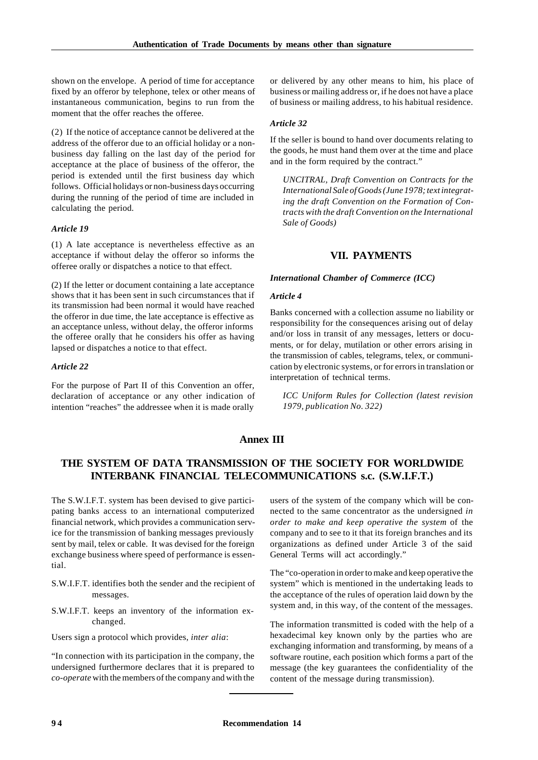shown on the envelope. A period of time for acceptance fixed by an offeror by telephone, telex or other means of instantaneous communication, begins to run from the moment that the offer reaches the offeree.

(2) If the notice of acceptance cannot be delivered at the address of the offeror due to an official holiday or a non-business day falling on the last day of the period for acceptance at the place of business of the offeror, the period is extended until the first business day which follows. Official holidays or non-business days occurring during the running of the period of time are included in calculating the period.

*Article 19*

(1) A late acceptance is nevertheless effective as an acceptance if without delay the offeror so informs the offeree orally or dispatches a notice to that effect.

(2) If the letter or document containing a late acceptance shows that it has been sent in such circumstances that if its transmission had been normal it would have reached the offeror in due time, the late acceptance is effective as an acceptance unless, without delay, the offeror informs the offeree orally that he considers his offer as having lapsed or dispatches a notice to that effect.

*Article 22*

For the purpose of Part II of this Convention an offer, declaration of acceptance or any other indication of intention "reaches" the addressee when it is made orally or delivered by any other means to him, his place of business or mailing address or, if he does not have a place of business or mailing address, to his habitual residence.

*Article 32*

If the seller is bound to hand over documents relating to the goods, he must hand them over at the time and place and in the form required by the contract."

*UNCITRAL, Draft Convention on Contracts for the International Sale of Goods (June 1978; text integrating the draft Convention on the Formation of Contracts with the draft Convention on the International Sale of Goods)*

## VII. PAYMENTS

***International Chamber of Commerce (ICC)***

*Article 4*

Banks concerned with a collection assume no liability or responsibility for the consequences arising out of delay and/or loss in transit of any messages, letters or documents, or for delay, mutilation or other errors arising in the transmission of cables, telegrams, telex, or communication by electronic systems, or for errors in translation or interpretation of technical terms.

*ICC Uniform Rules for Collection (latest revision 1979, publication No. 322)*

## Annex III

## THE SYSTEM OF DATA TRANSMISSION OF THE SOCIETY FOR WORLDWIDE INTERBANK FINANCIAL TELECOMMUNICATIONS s.c. (S.W.I.F.T.)

The S.W.I.F.T. system has been devised to give participating banks access to an international computerized financial network, which provides a communication service for the transmission of banking messages previously sent by mail, telex or cable. It was devised for the foreign exchange business where speed of performance is essential.

S.W.I.F.T. identifies both the sender and the recipient of messages.

S.W.I.F.T. keeps an inventory of the information exchanged.

Users sign a protocol which provides, *inter alia*:

"In connection with its participation in the company, the undersigned furthermore declares that it is prepared to *co-operate* with the members of the company and with the users of the system of the company which will be connected to the same concentrator as the undersigned *in order to make and keep operative the system* of the company and to see to it that its foreign branches and its organizations as defined under Article 3 of the said General Terms will act accordingly."

The "co-operation in order to make and keep operative the system" which is mentioned in the undertaking leads to the acceptance of the rules of operation laid down by the system and, in this way, of the content of the messages.

The information transmitted is coded with the help of a hexadecimal key known only by the parties who are exchanging information and transforming, by means of a software routine, each position which forms a part of the message (the key guarantees the confidentiality of the content of the message during transmission).